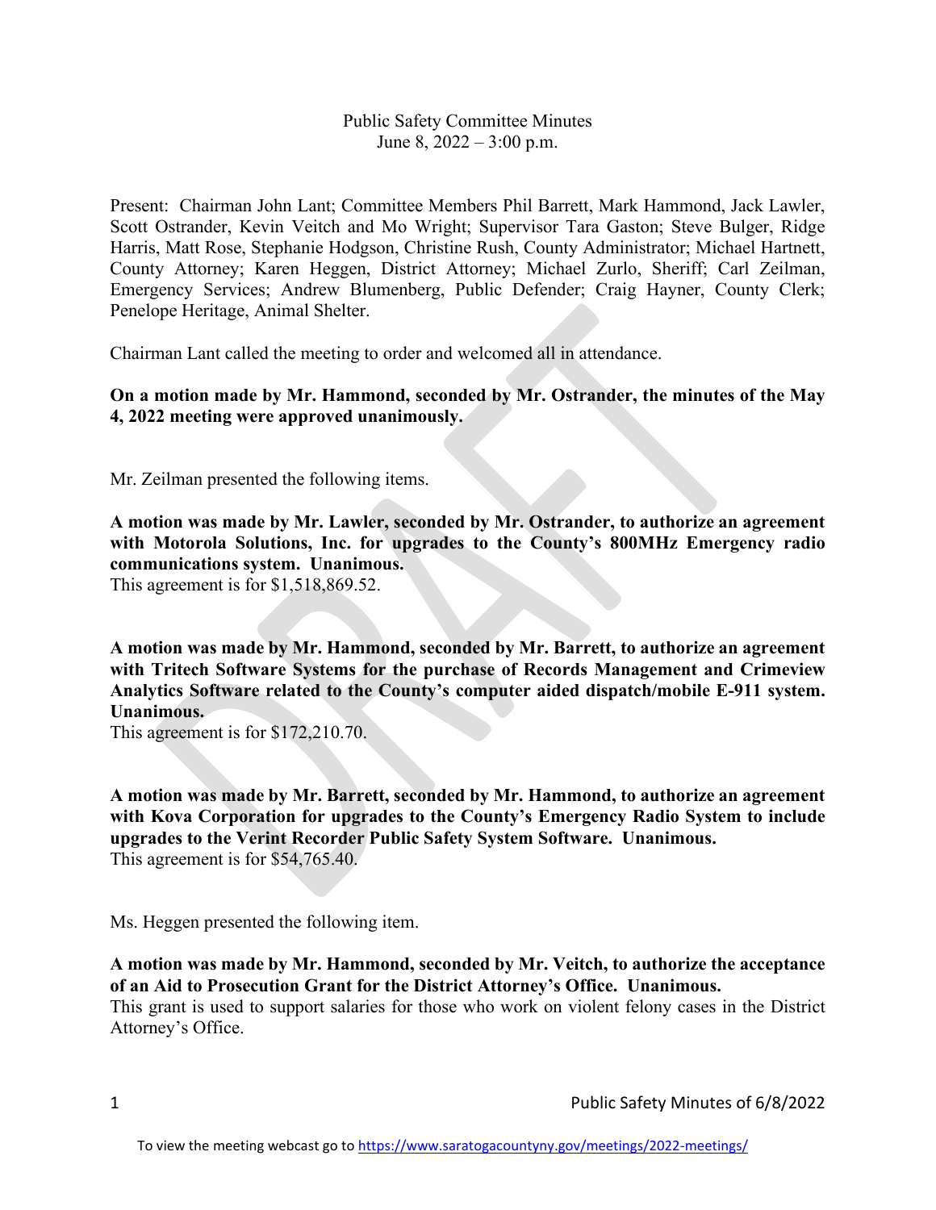Public Safety Committee Minutes
June 8, 2022 – 3:00 p.m.

Present: Chairman John Lant; Committee Members Phil Barrett, Mark Hammond, Jack Lawler, Scott Ostrander, Kevin Veitch and Mo Wright; Supervisor Tara Gaston; Steve Bulger, Ridge Harris, Matt Rose, Stephanie Hodgson, Christine Rush, County Administrator; Michael Hartnett, County Attorney; Karen Heggen, District Attorney; Michael Zurlo, Sheriff; Carl Zeilman, Emergency Services; Andrew Blumenberg, Public Defender; Craig Hayner, County Clerk; Penelope Heritage, Animal Shelter.

Chairman Lant called the meeting to order and welcomed all in attendance.

**On a motion made by Mr. Hammond, seconded by Mr. Ostrander, the minutes of the May 4, 2022 meeting were approved unanimously.**

Mr. Zeilman presented the following items.

**A motion was made by Mr. Lawler, seconded by Mr. Ostrander, to authorize an agreement with Motorola Solutions, Inc. for upgrades to the County's 800MHz Emergency radio communications system. Unanimous.**
This agreement is for $1,518,869.52.

**A motion was made by Mr. Hammond, seconded by Mr. Barrett, to authorize an agreement with Tritech Software Systems for the purchase of Records Management and Crimeview Analytics Software related to the County's computer aided dispatch/mobile E-911 system. Unanimous.**
This agreement is for $172,210.70.

**A motion was made by Mr. Barrett, seconded by Mr. Hammond, to authorize an agreement with Kova Corporation for upgrades to the County's Emergency Radio System to include upgrades to the Verint Recorder Public Safety System Software. Unanimous.**
This agreement is for $54,765.40.

Ms. Heggen presented the following item.

**A motion was made by Mr. Hammond, seconded by Mr. Veitch, to authorize the acceptance of an Aid to Prosecution Grant for the District Attorney's Office. Unanimous.**
This grant is used to support salaries for those who work on violent felony cases in the District Attorney's Office.

To view the meeting webcast go to https://www.saratogacountyny.gov/meetings/2022-meetings/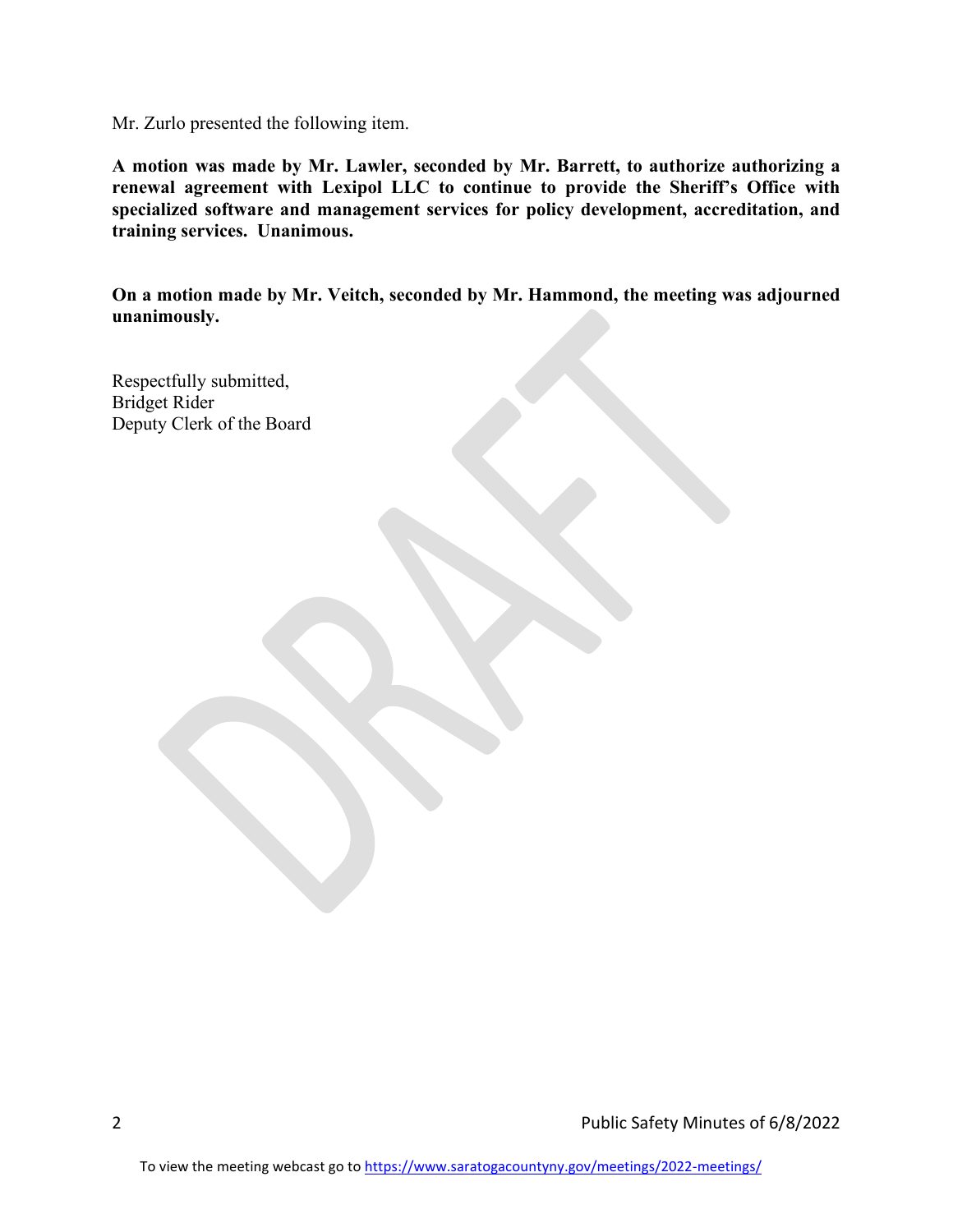Mr. Zurlo presented the following item.

**A motion was made by Mr. Lawler, seconded by Mr. Barrett, to authorize authorizing a renewal agreement with Lexipol LLC to continue to provide the Sheriff's Office with specialized software and management services for policy development, accreditation, and training services. Unanimous.**

**On a motion made by Mr. Veitch, seconded by Mr. Hammond, the meeting was adjourned unanimously.**

Respectfully submitted,
Bridget Rider
Deputy Clerk of the Board